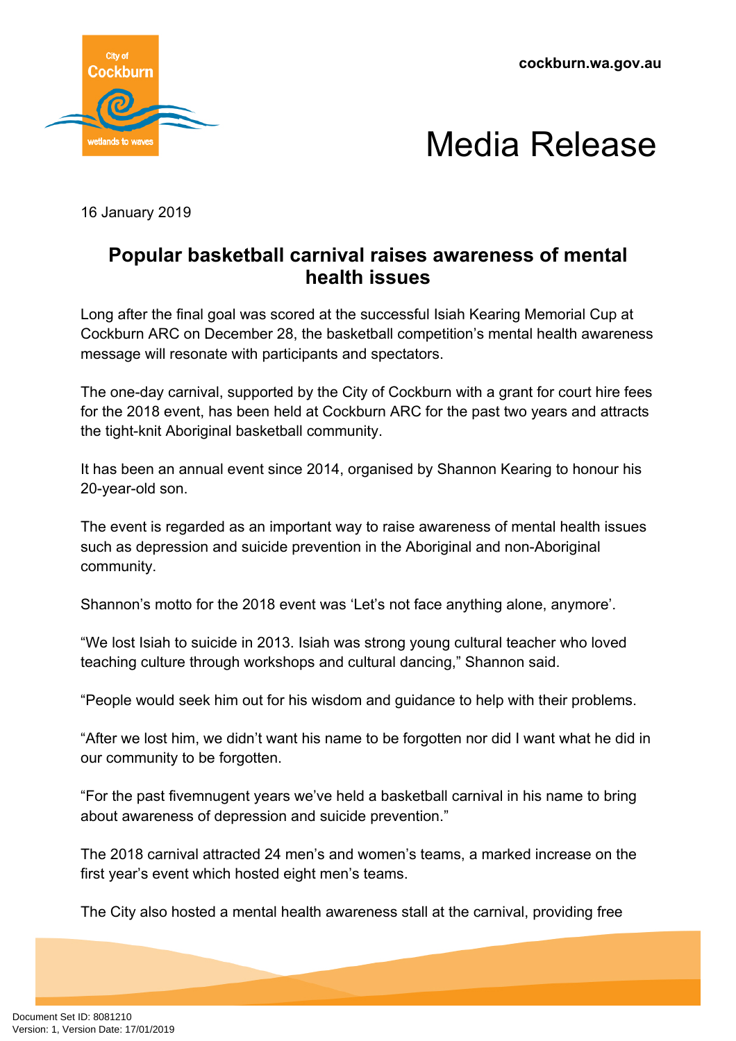cockburn.wa.gov.au

# Media Release

16 January 2019

## Popular basketball carnival raises awareness of mental health issues

Long after the final goal was scored at the successful Isiah Kearing Memorial Cup at Cockburn ARC on December 28, the basketball competition's mental health awareness message will resonate with participants and spectators.

The one-day carnival, supported by the City of Cockburn with a grant for court hire fees for the 2018 event, has been held at Cockburn ARC for the past two years and attracts the tight-knit Aboriginal basketball community.

It has been an annual event since 2014, organised by Shannon Kearing to honour his 20-year-old son.

The event is regarded as an important way to raise awareness of mental health issues such as depression and suicide prevention in the Aboriginal and non-Aboriginal community.

Shannon's motto for the 2018 event was 'Let's not face anything alone, anymore'.

"We lost Isiah to suicide in 2013. Isiah was strong young cultural teacher who loved teaching culture through workshops and cultural dancing," Shannon said.

"People would seek him out for his wisdom and guidance to help with their problems.

"After we lost him, we didn't want his name to be forgotten nor did I want what he did in our community to be forgotten.

"For the past fivemnugent years we've held a basketball carnival in his name to bring about awareness of depression and suicide prevention."

The 2018 carnival attracted 24 men's and women's teams, a marked increase on the first year's event which hosted eight men's teams.

The City also hosted a mental health awareness stall at the carnival, providing free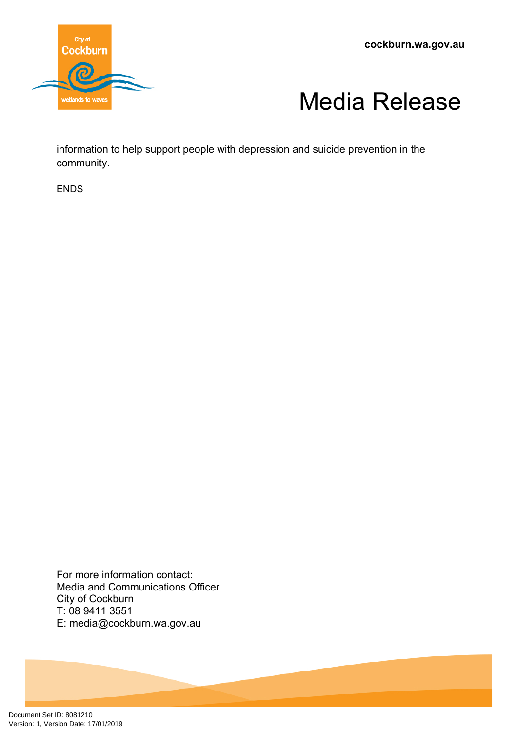information to help support people with depression and suicide prevention in the community.

ENDS

For more information contact:
Media and Communications Officer
City of Cockburn
T: 08 9411 3551
E: media@cockburn.wa.gov.au